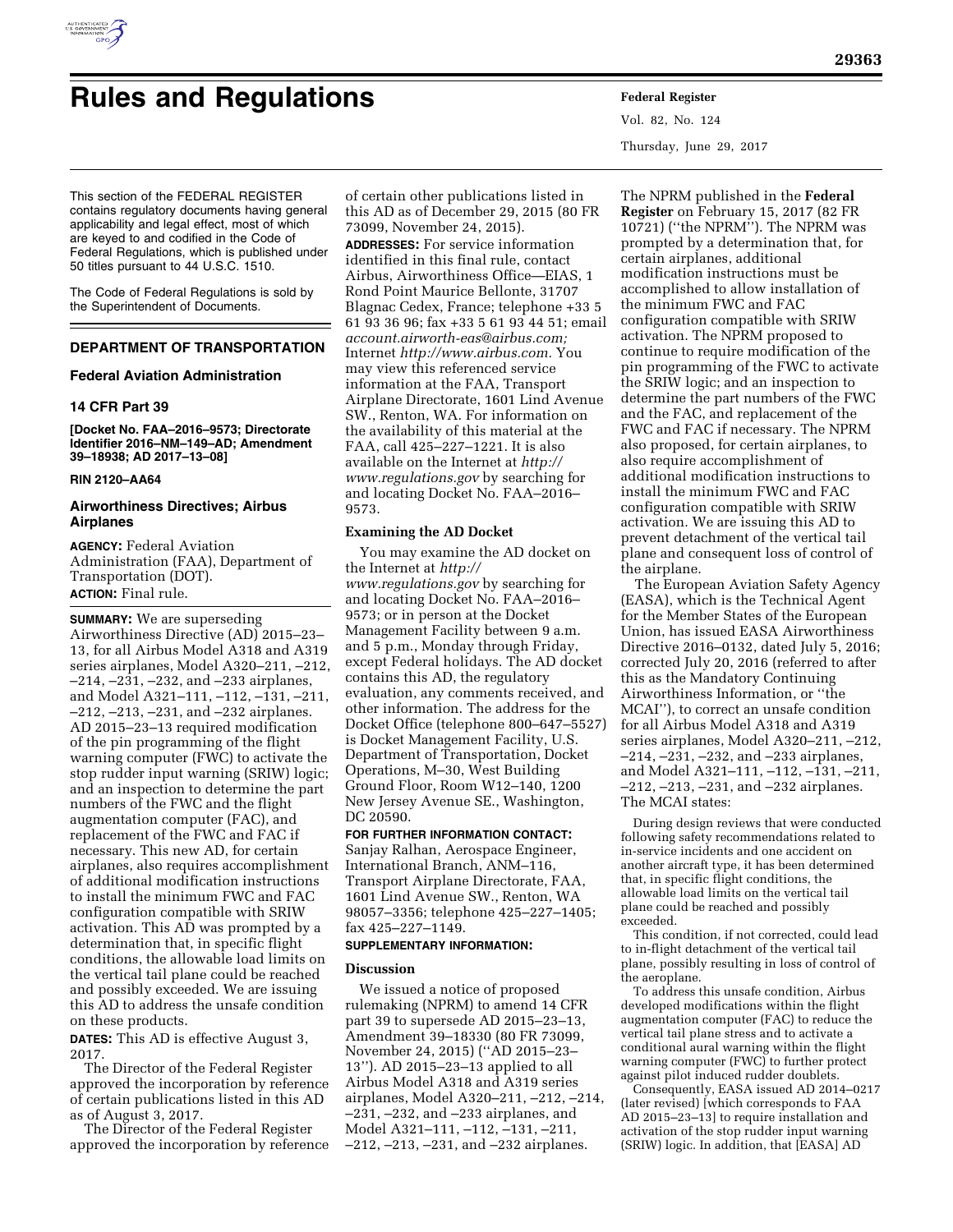# Rules and Regulations

This section of the FEDERAL REGISTER contains regulatory documents having general applicability and legal effect, most of which are keyed to and codified in the Code of Federal Regulations, which is published under 50 titles pursuant to 44 U.S.C. 1510.

The Code of Federal Regulations is sold by the Superintendent of Documents.

## DEPARTMENT OF TRANSPORTATION

### Federal Aviation Administration

### 14 CFR Part 39

**[Docket No. FAA–2016–9573; Directorate Identifier 2016–NM–149–AD; Amendment 39–18938; AD 2017–13–08]**

**RIN 2120–AA64**

### Airworthiness Directives; Airbus Airplanes

**AGENCY:** Federal Aviation Administration (FAA), Department of Transportation (DOT).

**ACTION:** Final rule.

**SUMMARY:** We are superseding Airworthiness Directive (AD) 2015–23–13, for all Airbus Model A318 and A319 series airplanes, Model A320–211, –212, –214, –231, –232, and –233 airplanes, and Model A321–111, –112, –131, –211, –212, –213, –231, and –232 airplanes. AD 2015–23–13 required modification of the pin programming of the flight warning computer (FWC) to activate the stop rudder input warning (SRIW) logic; and an inspection to determine the part numbers of the FWC and the flight augmentation computer (FAC), and replacement of the FWC and FAC if necessary. This new AD, for certain airplanes, also requires accomplishment of additional modification instructions to install the minimum FWC and FAC configuration compatible with SRIW activation. This AD was prompted by a determination that, in specific flight conditions, the allowable load limits on the vertical tail plane could be reached and possibly exceeded. We are issuing this AD to address the unsafe condition on these products.

**DATES:** This AD is effective August 3, 2017.

The Director of the Federal Register approved the incorporation by reference of certain publications listed in this AD as of August 3, 2017.

The Director of the Federal Register approved the incorporation by reference of certain other publications listed in this AD as of December 29, 2015 (80 FR 73099, November 24, 2015).

**ADDRESSES:** For service information identified in this final rule, contact Airbus, Airworthiness Office—EIAS, 1 Rond Point Maurice Bellonte, 31707 Blagnac Cedex, France; telephone +33 5 61 93 36 96; fax +33 5 61 93 44 51; email *account.airworth-eas@airbus.com;* Internet *http://www.airbus.com.* You may view this referenced service information at the FAA, Transport Airplane Directorate, 1601 Lind Avenue SW., Renton, WA. For information on the availability of this material at the FAA, call 425–227–1221. It is also available on the Internet at *http://www.regulations.gov* by searching for and locating Docket No. FAA–2016–9573.

#### Examining the AD Docket

You may examine the AD docket on the Internet at *http://www.regulations.gov* by searching for and locating Docket No. FAA–2016–9573; or in person at the Docket Management Facility between 9 a.m. and 5 p.m., Monday through Friday, except Federal holidays. The AD docket contains this AD, the regulatory evaluation, any comments received, and other information. The address for the Docket Office (telephone 800–647–5527) is Docket Management Facility, U.S. Department of Transportation, Docket Operations, M–30, West Building Ground Floor, Room W12–140, 1200 New Jersey Avenue SE., Washington, DC 20590.

**FOR FURTHER INFORMATION CONTACT:** Sanjay Ralhan, Aerospace Engineer, International Branch, ANM–116, Transport Airplane Directorate, FAA, 1601 Lind Avenue SW., Renton, WA 98057–3356; telephone 425–227–1405; fax 425–227–1149.

**SUPPLEMENTARY INFORMATION:**

#### Discussion

We issued a notice of proposed rulemaking (NPRM) to amend 14 CFR part 39 to supersede AD 2015–23–13, Amendment 39–18330 (80 FR 73099, November 24, 2015) (''AD 2015–23–13''). AD 2015–23–13 applied to all Airbus Model A318 and A319 series airplanes, Model A320–211, –212, –214, –231, –232, and –233 airplanes, and Model A321–111, –112, –131, –211, –212, –213, –231, and –232 airplanes. The NPRM published in the **Federal Register** on February 15, 2017 (82 FR 10721) (''the NPRM''). The NPRM was prompted by a determination that, for certain airplanes, additional modification instructions must be accomplished to allow installation of the minimum FWC and FAC configuration compatible with SRIW activation. The NPRM proposed to continue to require modification of the pin programming of the FWC to activate the SRIW logic; and an inspection to determine the part numbers of the FWC and the FAC, and replacement of the FWC and FAC if necessary. The NPRM also proposed, for certain airplanes, to also require accomplishment of additional modification instructions to install the minimum FWC and FAC configuration compatible with SRIW activation. We are issuing this AD to prevent detachment of the vertical tail plane and consequent loss of control of the airplane.

The European Aviation Safety Agency (EASA), which is the Technical Agent for the Member States of the European Union, has issued EASA Airworthiness Directive 2016–0132, dated July 5, 2016; corrected July 20, 2016 (referred to after this as the Mandatory Continuing Airworthiness Information, or ''the MCAI''), to correct an unsafe condition for all Airbus Model A318 and A319 series airplanes, Model A320–211, –212, –214, –231, –232, and –233 airplanes, and Model A321–111, –112, –131, –211, –212, –213, –231, and –232 airplanes. The MCAI states:

> During design reviews that were conducted following safety recommendations related to in-service incidents and one accident on another aircraft type, it has been determined that, in specific flight conditions, the allowable load limits on the vertical tail plane could be reached and possibly exceeded.
>
> This condition, if not corrected, could lead to in-flight detachment of the vertical tail plane, possibly resulting in loss of control of the aeroplane.
>
> To address this unsafe condition, Airbus developed modifications within the flight augmentation computer (FAC) to reduce the vertical tail plane stress and to activate a conditional aural warning within the flight warning computer (FWC) to further protect against pilot induced rudder doublets.
>
> Consequently, EASA issued AD 2014–0217 (later revised) [which corresponds to FAA AD 2015–23–13] to require installation and activation of the stop rudder input warning (SRIW) logic. In addition, that [EASA] AD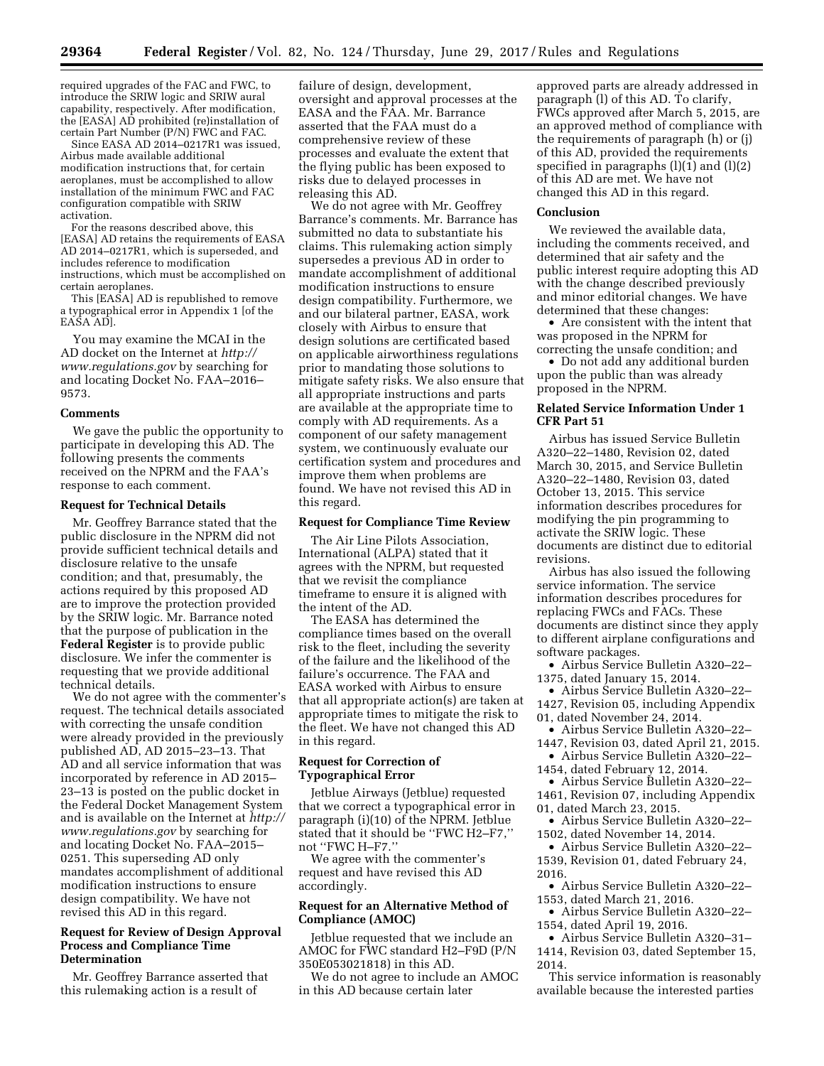required upgrades of the FAC and FWC, to introduce the SRIW logic and SRIW aural capability, respectively. After modification, the [EASA] AD prohibited (re)installation of certain Part Number (P/N) FWC and FAC.

Since EASA AD 2014–0217R1 was issued, Airbus made available additional modification instructions that, for certain aeroplanes, must be accomplished to allow installation of the minimum FWC and FAC configuration compatible with SRIW activation.

For the reasons described above, this [EASA] AD retains the requirements of EASA AD 2014–0217R1, which is superseded, and includes reference to modification instructions, which must be accomplished on certain aeroplanes.

This [EASA] AD is republished to remove a typographical error in Appendix 1 [of the EASA AD].

You may examine the MCAI in the AD docket on the Internet at *http://www.regulations.gov* by searching for and locating Docket No. FAA–2016–9573.

## Comments

We gave the public the opportunity to participate in developing this AD. The following presents the comments received on the NPRM and the FAA's response to each comment.

### Request for Technical Details

Mr. Geoffrey Barrance stated that the public disclosure in the NPRM did not provide sufficient technical details and disclosure relative to the unsafe condition; and that, presumably, the actions required by this proposed AD are to improve the protection provided by the SRIW logic. Mr. Barrance noted that the purpose of publication in the **Federal Register** is to provide public disclosure. We infer the commenter is requesting that we provide additional technical details.

We do not agree with the commenter's request. The technical details associated with correcting the unsafe condition were already provided in the previously published AD, AD 2015–23–13. That AD and all service information that was incorporated by reference in AD 2015–23–13 is posted on the public docket in the Federal Docket Management System and is available on the Internet at *http://www.regulations.gov* by searching for and locating Docket No. FAA–2015–0251. This superseding AD only mandates accomplishment of additional modification instructions to ensure design compatibility. We have not revised this AD in this regard.

### Request for Review of Design Approval Process and Compliance Time Determination

Mr. Geoffrey Barrance asserted that this rulemaking action is a result of failure of design, development, oversight and approval processes at the EASA and the FAA. Mr. Barrance asserted that the FAA must do a comprehensive review of these processes and evaluate the extent that the flying public has been exposed to risks due to delayed processes in releasing this AD.

We do not agree with Mr. Geoffrey Barrance's comments. Mr. Barrance has submitted no data to substantiate his claims. This rulemaking action simply supersedes a previous AD in order to mandate accomplishment of additional modification instructions to ensure design compatibility. Furthermore, we and our bilateral partner, EASA, work closely with Airbus to ensure that design solutions are certificated based on applicable airworthiness regulations prior to mandating those solutions to mitigate safety risks. We also ensure that all appropriate instructions and parts are available at the appropriate time to comply with AD requirements. As a component of our safety management system, we continuously evaluate our certification system and procedures and improve them when problems are found. We have not revised this AD in this regard.

### Request for Compliance Time Review

The Air Line Pilots Association, International (ALPA) stated that it agrees with the NPRM, but requested that we revisit the compliance timeframe to ensure it is aligned with the intent of the AD.

The EASA has determined the compliance times based on the overall risk to the fleet, including the severity of the failure and the likelihood of the failure's occurrence. The FAA and EASA worked with Airbus to ensure that all appropriate action(s) are taken at appropriate times to mitigate the risk to the fleet. We have not changed this AD in this regard.

### Request for Correction of Typographical Error

Jetblue Airways (Jetblue) requested that we correct a typographical error in paragraph (i)(10) of the NPRM. Jetblue stated that it should be ''FWC H2–F7,'' not ''FWC H–F7.''

We agree with the commenter's request and have revised this AD accordingly.

### Request for an Alternative Method of Compliance (AMOC)

Jetblue requested that we include an AMOC for FWC standard H2–F9D (P/N 350E053021818) in this AD.

We do not agree to include an AMOC in this AD because certain later approved parts are already addressed in paragraph (l) of this AD. To clarify, FWCs approved after March 5, 2015, are an approved method of compliance with the requirements of paragraph (h) or (j) of this AD, provided the requirements specified in paragraphs (l)(1) and (l)(2) of this AD are met. We have not changed this AD in this regard.

## Conclusion

We reviewed the available data, including the comments received, and determined that air safety and the public interest require adopting this AD with the change described previously and minor editorial changes. We have determined that these changes:

- Are consistent with the intent that was proposed in the NPRM for correcting the unsafe condition; and
- Do not add any additional burden upon the public than was already proposed in the NPRM.

## Related Service Information Under 1 CFR Part 51

Airbus has issued Service Bulletin A320–22–1480, Revision 02, dated March 30, 2015, and Service Bulletin A320–22–1480, Revision 03, dated October 13, 2015. This service information describes procedures for modifying the pin programming to activate the SRIW logic. These documents are distinct due to editorial revisions.

Airbus has also issued the following service information. The service information describes procedures for replacing FWCs and FACs. These documents are distinct since they apply to different airplane configurations and software packages.

- Airbus Service Bulletin A320–22–1375, dated January 15, 2014.
- Airbus Service Bulletin A320–22–1427, Revision 05, including Appendix 01, dated November 24, 2014.
- Airbus Service Bulletin A320–22–1447, Revision 03, dated April 21, 2015.
- Airbus Service Bulletin A320–22–1454, dated February 12, 2014.
- Airbus Service Bulletin A320–22–1461, Revision 07, including Appendix 01, dated March 23, 2015.
- Airbus Service Bulletin A320–22–1502, dated November 14, 2014.
- Airbus Service Bulletin A320–22–1539, Revision 01, dated February 24, 2016.
- Airbus Service Bulletin A320–22–1553, dated March 21, 2016.
- Airbus Service Bulletin A320–22–1554, dated April 19, 2016.
- Airbus Service Bulletin A320–31–1414, Revision 03, dated September 15, 2014.

This service information is reasonably available because the interested parties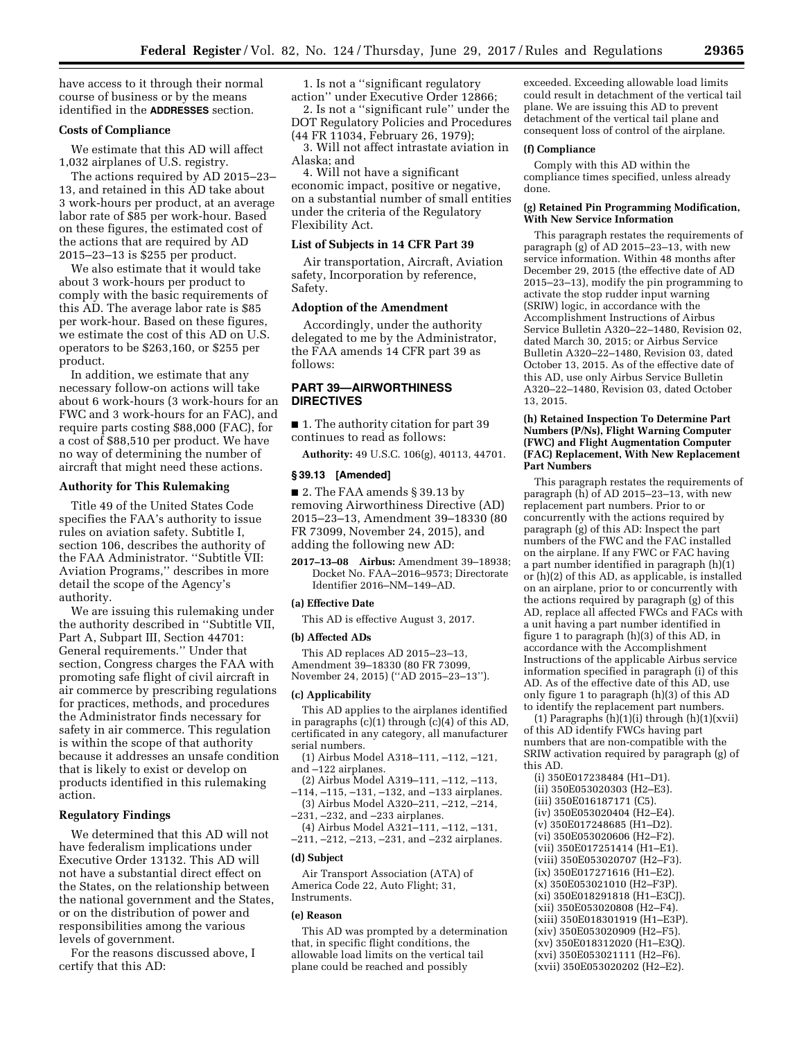have access to it through their normal course of business or by the means identified in the **ADDRESSES** section.

### Costs of Compliance

We estimate that this AD will affect 1,032 airplanes of U.S. registry.

The actions required by AD 2015–23–13, and retained in this AD take about 3 work-hours per product, at an average labor rate of $85 per work-hour. Based on these figures, the estimated cost of the actions that are required by AD 2015–23–13 is $255 per product.

We also estimate that it would take about 3 work-hours per product to comply with the basic requirements of this AD. The average labor rate is $85 per work-hour. Based on these figures, we estimate the cost of this AD on U.S. operators to be $263,160, or $255 per product.

In addition, we estimate that any necessary follow-on actions will take about 6 work-hours (3 work-hours for an FWC and 3 work-hours for an FAC), and require parts costing $88,000 (FAC), for a cost of $88,510 per product. We have no way of determining the number of aircraft that might need these actions.

### Authority for This Rulemaking

Title 49 of the United States Code specifies the FAA's authority to issue rules on aviation safety. Subtitle I, section 106, describes the authority of the FAA Administrator. ''Subtitle VII: Aviation Programs,'' describes in more detail the scope of the Agency's authority.

We are issuing this rulemaking under the authority described in ''Subtitle VII, Part A, Subpart III, Section 44701: General requirements.'' Under that section, Congress charges the FAA with promoting safe flight of civil aircraft in air commerce by prescribing regulations for practices, methods, and procedures the Administrator finds necessary for safety in air commerce. This regulation is within the scope of that authority because it addresses an unsafe condition that is likely to exist or develop on products identified in this rulemaking action.

### Regulatory Findings

We determined that this AD will not have federalism implications under Executive Order 13132. This AD will not have a substantial direct effect on the States, on the relationship between the national government and the States, or on the distribution of power and responsibilities among the various levels of government.

For the reasons discussed above, I certify that this AD:

1. Is not a ''significant regulatory action'' under Executive Order 12866;

2. Is not a ''significant rule'' under the DOT Regulatory Policies and Procedures (44 FR 11034, February 26, 1979);

3. Will not affect intrastate aviation in Alaska; and

4. Will not have a significant economic impact, positive or negative, on a substantial number of small entities under the criteria of the Regulatory Flexibility Act.

### List of Subjects in 14 CFR Part 39

Air transportation, Aircraft, Aviation safety, Incorporation by reference, Safety.

### Adoption of the Amendment

Accordingly, under the authority delegated to me by the Administrator, the FAA amends 14 CFR part 39 as follows:

## PART 39—AIRWORTHINESS DIRECTIVES

■ 1. The authority citation for part 39 continues to read as follows:

**Authority:** 49 U.S.C. 106(g), 40113, 44701.

### § 39.13 [Amended]

■ 2. The FAA amends § 39.13 by removing Airworthiness Directive (AD) 2015–23–13, Amendment 39–18330 (80 FR 73099, November 24, 2015), and adding the following new AD:

**2017–13–08 Airbus:** Amendment 39–18938; Docket No. FAA–2016–9573; Directorate Identifier 2016–NM–149–AD.

**(a) Effective Date**

This AD is effective August 3, 2017.

**(b) Affected ADs**

This AD replaces AD 2015–23–13, Amendment 39–18330 (80 FR 73099, November 24, 2015) (''AD 2015–23–13'').

**(c) Applicability**

This AD applies to the airplanes identified in paragraphs (c)(1) through (c)(4) of this AD, certificated in any category, all manufacturer serial numbers.

(1) Airbus Model A318–111, –112, –121, and –122 airplanes.

(2) Airbus Model A319–111, –112, –113, –114, –115, –131, –132, and –133 airplanes.

(3) Airbus Model A320–211, –212, –214, –231, –232, and –233 airplanes.

(4) Airbus Model A321–111, –112, –131, –211, –212, –213, –231, and –232 airplanes.

**(d) Subject**

Air Transport Association (ATA) of America Code 22, Auto Flight; 31, Instruments.

**(e) Reason**

This AD was prompted by a determination that, in specific flight conditions, the allowable load limits on the vertical tail plane could be reached and possibly exceeded. Exceeding allowable load limits could result in detachment of the vertical tail plane. We are issuing this AD to prevent detachment of the vertical tail plane and consequent loss of control of the airplane.

**(f) Compliance**

Comply with this AD within the compliance times specified, unless already done.

**(g) Retained Pin Programming Modification, With New Service Information**

This paragraph restates the requirements of paragraph (g) of AD 2015–23–13, with new service information. Within 48 months after December 29, 2015 (the effective date of AD 2015–23–13), modify the pin programming to activate the stop rudder input warning (SRIW) logic, in accordance with the Accomplishment Instructions of Airbus Service Bulletin A320–22–1480, Revision 02, dated March 30, 2015; or Airbus Service Bulletin A320–22–1480, Revision 03, dated October 13, 2015. As of the effective date of this AD, use only Airbus Service Bulletin A320–22–1480, Revision 03, dated October 13, 2015.

**(h) Retained Inspection To Determine Part Numbers (P/Ns), Flight Warning Computer (FWC) and Flight Augmentation Computer (FAC) Replacement, With New Replacement Part Numbers**

This paragraph restates the requirements of paragraph (h) of AD 2015–23–13, with new replacement part numbers. Prior to or concurrently with the actions required by paragraph (g) of this AD: Inspect the part numbers of the FWC and the FAC installed on the airplane. If any FWC or FAC having a part number identified in paragraph (h)(1) or (h)(2) of this AD, as applicable, is installed on an airplane, prior to or concurrently with the actions required by paragraph (g) of this AD, replace all affected FWCs and FACs with a unit having a part number identified in figure 1 to paragraph (h)(3) of this AD, in accordance with the Accomplishment Instructions of the applicable Airbus service information specified in paragraph (i) of this AD. As of the effective date of this AD, use only figure 1 to paragraph (h)(3) of this AD to identify the replacement part numbers.

(1) Paragraphs (h)(1)(i) through (h)(1)(xvii) of this AD identify FWCs having part numbers that are non-compatible with the SRIW activation required by paragraph (g) of this AD.

(i) 350E017238484 (H1–D1).
(ii) 350E053020303 (H2–E3).
(iii) 350E016187171 (C5).
(iv) 350E053020404 (H2–E4).
(v) 350E017248685 (H1–D2).
(vi) 350E053020606 (H2–F2).
(vii) 350E017251414 (H1–E1).
(viii) 350E053020707 (H2–F3).
(ix) 350E017271616 (H1–E2).
(x) 350E053021010 (H2–F3P).
(xi) 350E018291818 (H1–E3CJ).
(xii) 350E053020808 (H2–F4).
(xiii) 350E018301919 (H1–E3P).
(xiv) 350E053020909 (H2–F5).
(xv) 350E018312020 (H1–E3Q).
(xvi) 350E053021111 (H2–F6).
(xvii) 350E053020202 (H2–E2).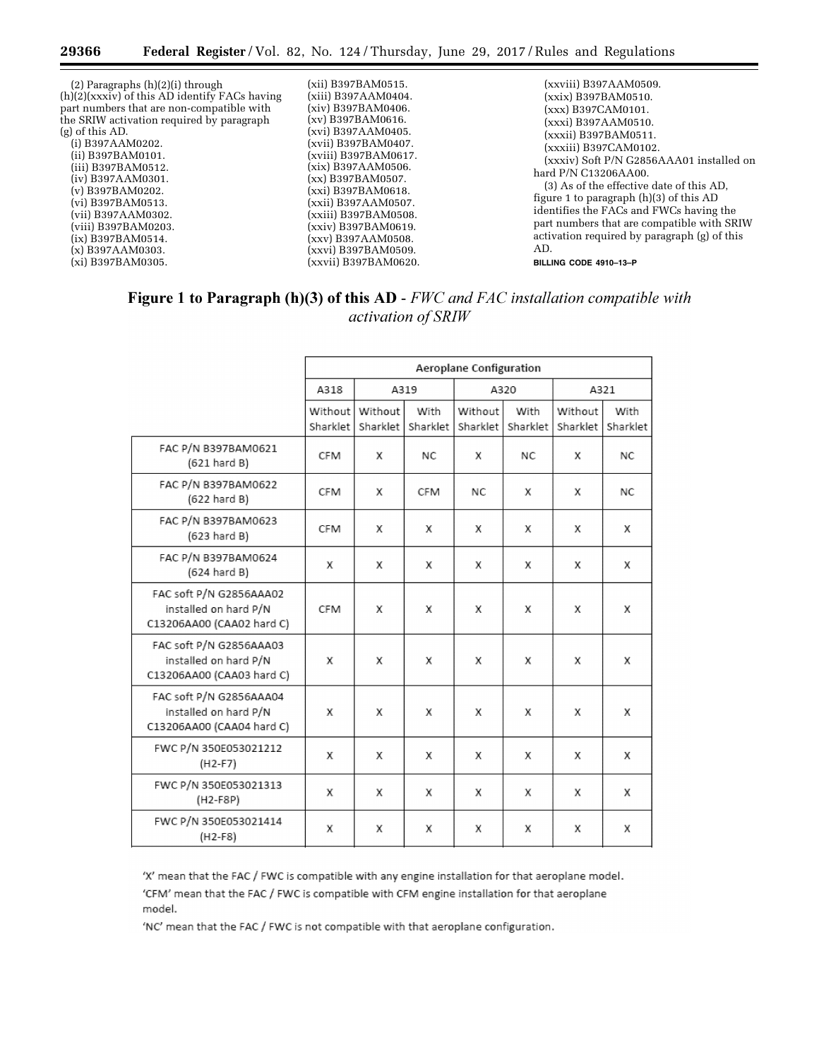(2) Paragraphs (h)(2)(i) through (h)(2)(xxxiv) of this AD identify FACs having part numbers that are non-compatible with the SRIW activation required by paragraph (g) of this AD.

(i) B397AAM0202.
(ii) B397BAM0101.
(iii) B397BAM0512.
(iv) B397AAM0301.
(v) B397BAM0202.
(vi) B397BAM0513.
(vii) B397AAM0302.
(viii) B397BAM0203.
(ix) B397BAM0514.
(x) B397AAM0303.
(xi) B397BAM0305.
(xii) B397BAM0515.
(xiii) B397AAM0404.
(xiv) B397BAM0406.
(xv) B397BAM0616.
(xvi) B397AAM0405.
(xvii) B397BAM0407.
(xviii) B397BAM0617.
(xix) B397AAM0506.
(xx) B397BAM0507.
(xxi) B397BAM0618.
(xxii) B397AAM0507.
(xxiii) B397BAM0508.
(xxiv) B397BAM0619.
(xxv) B397AAM0508.
(xxvi) B397BAM0509.
(xxvii) B397BAM0620.
(xxviii) B397AAM0509.
(xxix) B397BAM0510.
(xxx) B397CAM0101.
(xxxi) B397AAM0510.
(xxxii) B397BAM0511.
(xxxiii) B397CAM0102.
(xxxiv) Soft P/N G2856AAA01 installed on hard P/N C13206AA00.

(3) As of the effective date of this AD, figure 1 to paragraph (h)(3) of this AD identifies the FACs and FWCs having the part numbers that are compatible with SRIW activation required by paragraph (g) of this AD.

BILLING CODE 4910–13–P

**Figure 1 to Paragraph (h)(3) of this AD** - *FWC and FAC installation compatible with activation of SRIW*

| | Aeroplane Configuration | | | | | | |
|---|---|---|---|---|---|---|---|
| | A318 | A319 | | A320 | | A321 | |
| | Without Sharklet | Without Sharklet | With Sharklet | Without Sharklet | With Sharklet | Without Sharklet | With Sharklet |
| FAC P/N B397BAM0621 (621 hard B) | CFM | X | NC | X | NC | X | NC |
| FAC P/N B397BAM0622 (622 hard B) | CFM | X | CFM | NC | X | X | NC |
| FAC P/N B397BAM0623 (623 hard B) | CFM | X | X | X | X | X | X |
| FAC P/N B397BAM0624 (624 hard B) | X | X | X | X | X | X | X |
| FAC soft P/N G2856AAA02 installed on hard P/N C13206AA00 (CAA02 hard C) | CFM | X | X | X | X | X | X |
| FAC soft P/N G2856AAA03 installed on hard P/N C13206AA00 (CAA03 hard C) | X | X | X | X | X | X | X |
| FAC soft P/N G2856AAA04 installed on hard P/N C13206AA00 (CAA04 hard C) | X | X | X | X | X | X | X |
| FWC P/N 350E053021212 (H2-F7) | X | X | X | X | X | X | X |
| FWC P/N 350E053021313 (H2-F8P) | X | X | X | X | X | X | X |
| FWC P/N 350E053021414 (H2-F8) | X | X | X | X | X | X | X |

'X' mean that the FAC / FWC is compatible with any engine installation for that aeroplane model.

'CFM' mean that the FAC / FWC is compatible with CFM engine installation for that aeroplane model.

'NC' mean that the FAC / FWC is not compatible with that aeroplane configuration.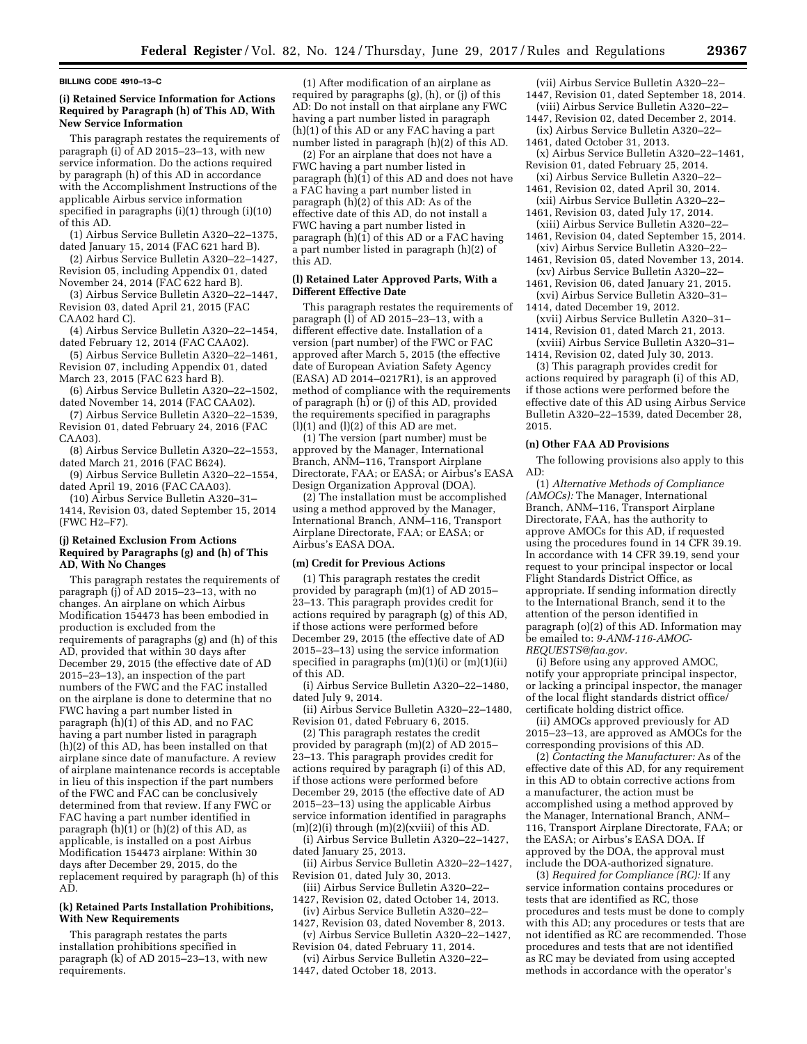BILLING CODE 4910–13–C

**(i) Retained Service Information for Actions Required by Paragraph (h) of This AD, With New Service Information**

This paragraph restates the requirements of paragraph (i) of AD 2015–23–13, with new service information. Do the actions required by paragraph (h) of this AD in accordance with the Accomplishment Instructions of the applicable Airbus service information specified in paragraphs (i)(1) through (i)(10) of this AD.

(1) Airbus Service Bulletin A320–22–1375, dated January 15, 2014 (FAC 621 hard B).

(2) Airbus Service Bulletin A320–22–1427, Revision 05, including Appendix 01, dated November 24, 2014 (FAC 622 hard B).

(3) Airbus Service Bulletin A320–22–1447, Revision 03, dated April 21, 2015 (FAC CAA02 hard C).

(4) Airbus Service Bulletin A320–22–1454, dated February 12, 2014 (FAC CAA02).

(5) Airbus Service Bulletin A320–22–1461, Revision 07, including Appendix 01, dated March 23, 2015 (FAC 623 hard B).

(6) Airbus Service Bulletin A320–22–1502, dated November 14, 2014 (FAC CAA02).

(7) Airbus Service Bulletin A320–22–1539, Revision 01, dated February 24, 2016 (FAC CAA03).

(8) Airbus Service Bulletin A320–22–1553, dated March 21, 2016 (FAC B624).

(9) Airbus Service Bulletin A320–22–1554, dated April 19, 2016 (FAC CAA03).

(10) Airbus Service Bulletin A320–31–1414, Revision 03, dated September 15, 2014 (FWC H2–F7).

**(j) Retained Exclusion From Actions Required by Paragraphs (g) and (h) of This AD, With No Changes**

This paragraph restates the requirements of paragraph (j) of AD 2015–23–13, with no changes. An airplane on which Airbus Modification 154473 has been embodied in production is excluded from the requirements of paragraphs (g) and (h) of this AD, provided that within 30 days after December 29, 2015 (the effective date of AD 2015–23–13), an inspection of the part numbers of the FWC and the FAC installed on the airplane is done to determine that no FWC having a part number listed in paragraph (h)(1) of this AD, and no FAC having a part number listed in paragraph (h)(2) of this AD, has been installed on that airplane since date of manufacture. A review of airplane maintenance records is acceptable in lieu of this inspection if the part numbers of the FWC and FAC can be conclusively determined from that review. If any FWC or FAC having a part number identified in paragraph (h)(1) or (h)(2) of this AD, as applicable, is installed on a post Airbus Modification 154473 airplane: Within 30 days after December 29, 2015, do the replacement required by paragraph (h) of this AD.

**(k) Retained Parts Installation Prohibitions, With New Requirements**

This paragraph restates the parts installation prohibitions specified in paragraph (k) of AD 2015–23–13, with new requirements.

(1) After modification of an airplane as required by paragraphs (g), (h), or (j) of this AD: Do not install on that airplane any FWC having a part number listed in paragraph (h)(1) of this AD or any FAC having a part number listed in paragraph (h)(2) of this AD.

(2) For an airplane that does not have a FWC having a part number listed in paragraph (h)(1) of this AD and does not have a FAC having a part number listed in paragraph (h)(2) of this AD: As of the effective date of this AD, do not install a FWC having a part number listed in paragraph (h)(1) of this AD or a FAC having a part number listed in paragraph (h)(2) of this AD.

**(l) Retained Later Approved Parts, With a Different Effective Date**

This paragraph restates the requirements of paragraph (l) of AD 2015–23–13, with a different effective date. Installation of a version (part number) of the FWC or FAC approved after March 5, 2015 (the effective date of European Aviation Safety Agency (EASA) AD 2014–0217R1), is an approved method of compliance with the requirements of paragraph (h) or (j) of this AD, provided the requirements specified in paragraphs (l)(1) and (l)(2) of this AD are met.

(1) The version (part number) must be approved by the Manager, International Branch, ANM–116, Transport Airplane Directorate, FAA; or EASA; or Airbus's EASA Design Organization Approval (DOA).

(2) The installation must be accomplished using a method approved by the Manager, International Branch, ANM–116, Transport Airplane Directorate, FAA; or EASA; or Airbus's EASA DOA.

**(m) Credit for Previous Actions**

(1) This paragraph restates the credit provided by paragraph (m)(1) of AD 2015–23–13. This paragraph provides credit for actions required by paragraph (g) of this AD, if those actions were performed before December 29, 2015 (the effective date of AD 2015–23–13) using the service information specified in paragraphs (m)(1)(i) or (m)(1)(ii) of this AD.

(i) Airbus Service Bulletin A320–22–1480, dated July 9, 2014.

(ii) Airbus Service Bulletin A320–22–1480, Revision 01, dated February 6, 2015.

(2) This paragraph restates the credit provided by paragraph (m)(2) of AD 2015–23–13. This paragraph provides credit for actions required by paragraph (i) of this AD, if those actions were performed before December 29, 2015 (the effective date of AD 2015–23–13) using the applicable Airbus service information identified in paragraphs (m)(2)(i) through (m)(2)(xviii) of this AD.

(i) Airbus Service Bulletin A320–22–1427, dated January 25, 2013.

(ii) Airbus Service Bulletin A320–22–1427, Revision 01, dated July 30, 2013.

(iii) Airbus Service Bulletin A320–22–1427, Revision 02, dated October 14, 2013.

(iv) Airbus Service Bulletin A320–22–1427, Revision 03, dated November 8, 2013.

(v) Airbus Service Bulletin A320–22–1427, Revision 04, dated February 11, 2014.

(vi) Airbus Service Bulletin A320–22–1447, dated October 18, 2013.

(vii) Airbus Service Bulletin A320–22–1447, Revision 01, dated September 18, 2014.

(viii) Airbus Service Bulletin A320–22–1447, Revision 02, dated December 2, 2014.

(ix) Airbus Service Bulletin A320–22–1461, dated October 31, 2013.

(x) Airbus Service Bulletin A320–22–1461, Revision 01, dated February 25, 2014.

(xi) Airbus Service Bulletin A320–22–1461, Revision 02, dated April 30, 2014.

(xii) Airbus Service Bulletin A320–22–1461, Revision 03, dated July 17, 2014.

(xiii) Airbus Service Bulletin A320–22–1461, Revision 04, dated September 15, 2014.

(xiv) Airbus Service Bulletin A320–22–1461, Revision 05, dated November 13, 2014.

(xv) Airbus Service Bulletin A320–22–1461, Revision 06, dated January 21, 2015.

(xvi) Airbus Service Bulletin A320–31–1414, dated December 19, 2012.

(xvii) Airbus Service Bulletin A320–31–1414, Revision 01, dated March 21, 2013.

(xviii) Airbus Service Bulletin A320–31–1414, Revision 02, dated July 30, 2013.

(3) This paragraph provides credit for actions required by paragraph (i) of this AD, if those actions were performed before the effective date of this AD using Airbus Service Bulletin A320–22–1539, dated December 28, 2015.

**(n) Other FAA AD Provisions**

The following provisions also apply to this AD:

(1) *Alternative Methods of Compliance (AMOCs):* The Manager, International Branch, ANM–116, Transport Airplane Directorate, FAA, has the authority to approve AMOCs for this AD, if requested using the procedures found in 14 CFR 39.19. In accordance with 14 CFR 39.19, send your request to your principal inspector or local Flight Standards District Office, as appropriate. If sending information directly to the International Branch, send it to the attention of the person identified in paragraph (o)(2) of this AD. Information may be emailed to: *9-ANM-116-AMOC-REQUESTS@faa.gov*.

(i) Before using any approved AMOC, notify your appropriate principal inspector, or lacking a principal inspector, the manager of the local flight standards district office/certificate holding district office.

(ii) AMOCs approved previously for AD 2015–23–13, are approved as AMOCs for the corresponding provisions of this AD.

(2) *Contacting the Manufacturer:* As of the effective date of this AD, for any requirement in this AD to obtain corrective actions from a manufacturer, the action must be accomplished using a method approved by the Manager, International Branch, ANM–116, Transport Airplane Directorate, FAA; or the EASA; or Airbus's EASA DOA. If approved by the DOA, the approval must include the DOA-authorized signature.

(3) *Required for Compliance (RC):* If any service information contains procedures or tests that are identified as RC, those procedures and tests must be done to comply with this AD; any procedures or tests that are not identified as RC are recommended. Those procedures and tests that are not identified as RC may be deviated from using accepted methods in accordance with the operator's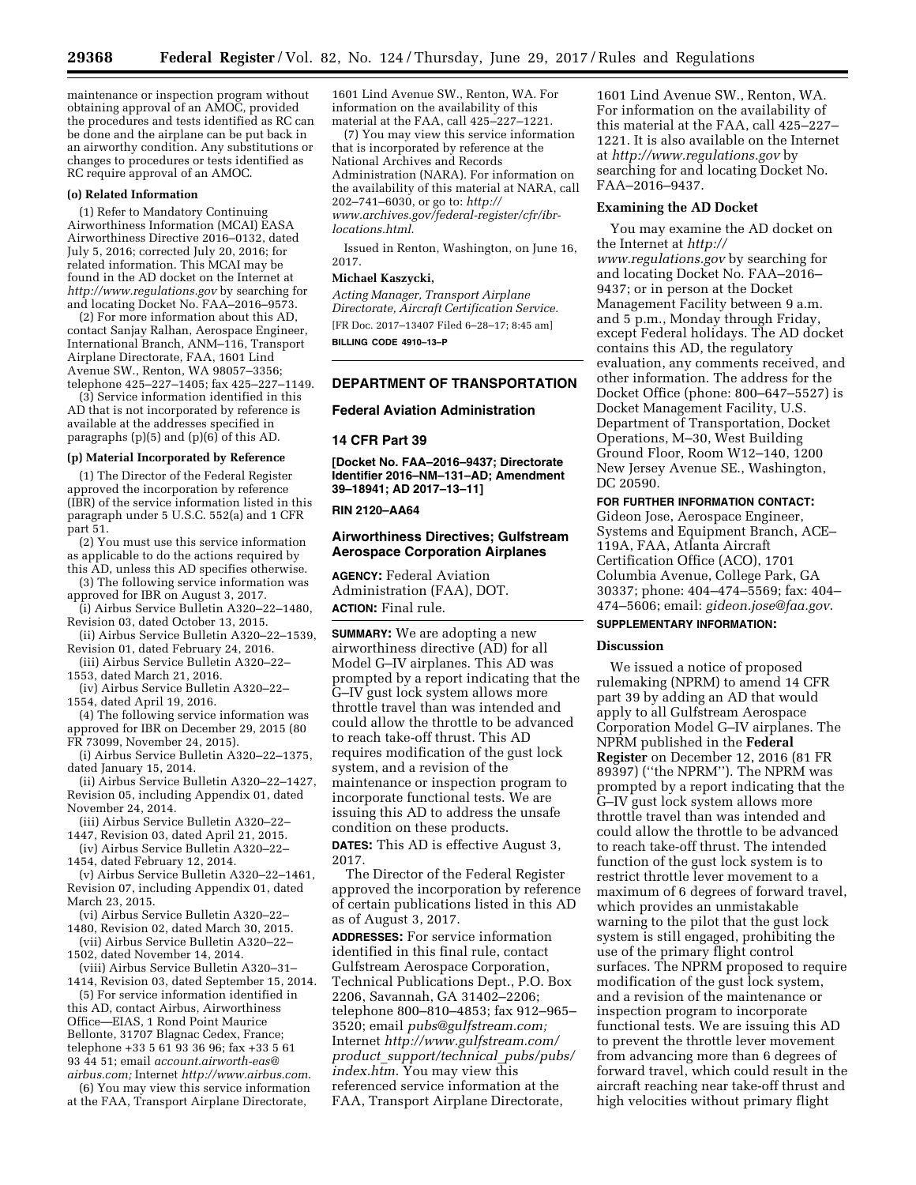maintenance or inspection program without obtaining approval of an AMOC, provided the procedures and tests identified as RC can be done and the airplane can be put back in an airworthy condition. Any substitutions or changes to procedures or tests identified as RC require approval of an AMOC.

**(o) Related Information**

(1) Refer to Mandatory Continuing Airworthiness Information (MCAI) EASA Airworthiness Directive 2016–0132, dated July 5, 2016; corrected July 20, 2016; for related information. This MCAI may be found in the AD docket on the Internet at *http://www.regulations.gov* by searching for and locating Docket No. FAA–2016–9573.

(2) For more information about this AD, contact Sanjay Ralhan, Aerospace Engineer, International Branch, ANM–116, Transport Airplane Directorate, FAA, 1601 Lind Avenue SW., Renton, WA 98057–3356; telephone 425–227–1405; fax 425–227–1149.

(3) Service information identified in this AD that is not incorporated by reference is available at the addresses specified in paragraphs (p)(5) and (p)(6) of this AD.

**(p) Material Incorporated by Reference**

(1) The Director of the Federal Register approved the incorporation by reference (IBR) of the service information listed in this paragraph under 5 U.S.C. 552(a) and 1 CFR part 51.

(2) You must use this service information as applicable to do the actions required by this AD, unless this AD specifies otherwise.

(3) The following service information was approved for IBR on August 3, 2017.

(i) Airbus Service Bulletin A320–22–1480, Revision 03, dated October 13, 2015.

(ii) Airbus Service Bulletin A320–22–1539, Revision 01, dated February 24, 2016.

(iii) Airbus Service Bulletin A320–22–1553, dated March 21, 2016.

(iv) Airbus Service Bulletin A320–22–1554, dated April 19, 2016.

(4) The following service information was approved for IBR on December 29, 2015 (80 FR 73099, November 24, 2015).

(i) Airbus Service Bulletin A320–22–1375, dated January 15, 2014.

(ii) Airbus Service Bulletin A320–22–1427, Revision 05, including Appendix 01, dated November 24, 2014.

(iii) Airbus Service Bulletin A320–22–1447, Revision 03, dated April 21, 2015.

(iv) Airbus Service Bulletin A320–22–1454, dated February 12, 2014.

(v) Airbus Service Bulletin A320–22–1461, Revision 07, including Appendix 01, dated March 23, 2015.

(vi) Airbus Service Bulletin A320–22–1480, Revision 02, dated March 30, 2015.

(vii) Airbus Service Bulletin A320–22–1502, dated November 14, 2014.

(viii) Airbus Service Bulletin A320–31–1414, Revision 03, dated September 15, 2014.

(5) For service information identified in this AD, contact Airbus, Airworthiness Office—EIAS, 1 Rond Point Maurice Bellonte, 31707 Blagnac Cedex, France; telephone +33 5 61 93 36 96; fax +33 5 61 93 44 51; email *account.airworth-eas@airbus.com;* Internet *http://www.airbus.com.*

(6) You may view this service information at the FAA, Transport Airplane Directorate, 1601 Lind Avenue SW., Renton, WA. For information on the availability of this material at the FAA, call 425–227–1221.

(7) You may view this service information that is incorporated by reference at the National Archives and Records Administration (NARA). For information on the availability of this material at NARA, call 202–741–6030, or go to: *http://www.archives.gov/federal-register/cfr/ibr-locations.html.*

Issued in Renton, Washington, on June 16, 2017.

**Michael Kaszycki,**

*Acting Manager, Transport Airplane Directorate, Aircraft Certification Service.*

[FR Doc. 2017–13407 Filed 6–28–17; 8:45 am]

**BILLING CODE 4910–13–P**

---

## DEPARTMENT OF TRANSPORTATION

### Federal Aviation Administration

### 14 CFR Part 39

**[Docket No. FAA–2016–9437; Directorate Identifier 2016–NM–131–AD; Amendment 39–18941; AD 2017–13–11]**

**RIN 2120–AA64**

### Airworthiness Directives; Gulfstream Aerospace Corporation Airplanes

**AGENCY:** Federal Aviation Administration (FAA), DOT.

**ACTION:** Final rule.

**SUMMARY:** We are adopting a new airworthiness directive (AD) for all Model G–IV airplanes. This AD was prompted by a report indicating that the G–IV gust lock system allows more throttle travel than was intended and could allow the throttle to be advanced to reach take-off thrust. This AD requires modification of the gust lock system, and a revision of the maintenance or inspection program to incorporate functional tests. We are issuing this AD to address the unsafe condition on these products.

**DATES:** This AD is effective August 3, 2017.

The Director of the Federal Register approved the incorporation by reference of certain publications listed in this AD as of August 3, 2017.

**ADDRESSES:** For service information identified in this final rule, contact Gulfstream Aerospace Corporation, Technical Publications Dept., P.O. Box 2206, Savannah, GA 31402–2206; telephone 800–810–4853; fax 912–965–3520; email *pubs@gulfstream.com;* Internet *http://www.gulfstream.com/product_support/technical_pubs/pubs/index.htm.* You may view this referenced service information at the FAA, Transport Airplane Directorate, 1601 Lind Avenue SW., Renton, WA. For information on the availability of this material at the FAA, call 425–227–1221. It is also available on the Internet at *http://www.regulations.gov* by searching for and locating Docket No. FAA–2016–9437.

**Examining the AD Docket**

You may examine the AD docket on the Internet at *http://www.regulations.gov* by searching for and locating Docket No. FAA–2016–9437; or in person at the Docket Management Facility between 9 a.m. and 5 p.m., Monday through Friday, except Federal holidays. The AD docket contains this AD, the regulatory evaluation, any comments received, and other information. The address for the Docket Office (phone: 800–647–5527) is Docket Management Facility, U.S. Department of Transportation, Docket Operations, M–30, West Building Ground Floor, Room W12–140, 1200 New Jersey Avenue SE., Washington, DC 20590.

**FOR FURTHER INFORMATION CONTACT:** Gideon Jose, Aerospace Engineer, Systems and Equipment Branch, ACE–119A, FAA, Atlanta Aircraft Certification Office (ACO), 1701 Columbia Avenue, College Park, GA 30337; phone: 404–474–5569; fax: 404–474–5606; email: *gideon.jose@faa.gov.*

**SUPPLEMENTARY INFORMATION:**

**Discussion**

We issued a notice of proposed rulemaking (NPRM) to amend 14 CFR part 39 by adding an AD that would apply to all Gulfstream Aerospace Corporation Model G–IV airplanes. The NPRM published in the **Federal Register** on December 12, 2016 (81 FR 89397) (''the NPRM''). The NPRM was prompted by a report indicating that the G–IV gust lock system allows more throttle travel than was intended and could allow the throttle to be advanced to reach take-off thrust. The intended function of the gust lock system is to restrict throttle lever movement to a maximum of 6 degrees of forward travel, which provides an unmistakable warning to the pilot that the gust lock system is still engaged, prohibiting the use of the primary flight control surfaces. The NPRM proposed to require modification of the gust lock system, and a revision of the maintenance or inspection program to incorporate functional tests. We are issuing this AD to prevent the throttle lever movement from advancing more than 6 degrees of forward travel, which could result in the aircraft reaching near take-off thrust and high velocities without primary flight